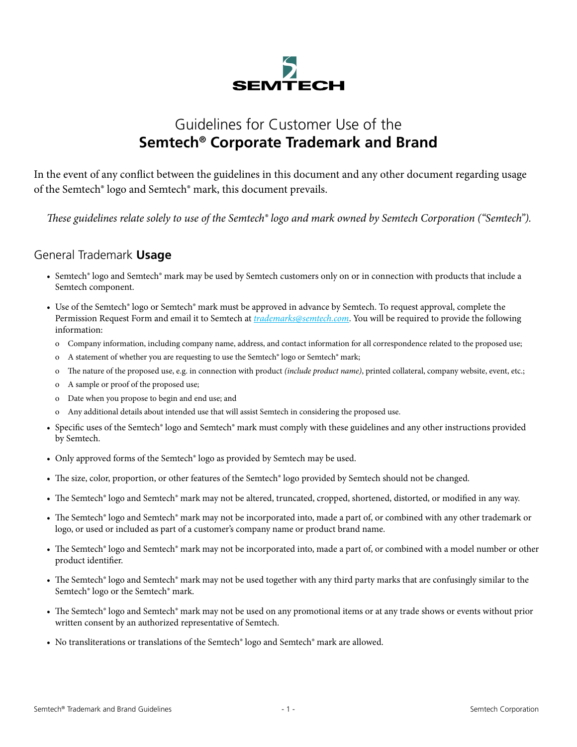# Guidelines for Customer Use of the **Semtech® Corporate Trademark and Brand**

In the event of any conflict between the guidelines in this document and any other document regarding usage of the Semtech® logo and Semtech® mark, this document prevails.

*These guidelines relate solely to use of the Semtech® logo and mark owned by Semtech Corporation ("Semtech").*

## General Trademark **Usage**

- Semtech® logo and Semtech® mark may be used by Semtech customers only on or in connection with products that include a Semtech component.
- Use of the Semtech® logo or Semtech® mark must be approved in advance by Semtech. To request approval, complete the Permission Request Form and email it to Semtech at *trademarks@semtech.com*. You will be required to provide the following information:
  - Company information, including company name, address, and contact information for all correspondence related to the proposed use;
  - A statement of whether you are requesting to use the Semtech® logo or Semtech® mark;
  - The nature of the proposed use, e.g. in connection with product *(include product name)*, printed collateral, company website, event, etc.;
  - A sample or proof of the proposed use;
  - Date when you propose to begin and end use; and
  - Any additional details about intended use that will assist Semtech in considering the proposed use.
- Specific uses of the Semtech® logo and Semtech® mark must comply with these guidelines and any other instructions provided by Semtech.
- Only approved forms of the Semtech® logo as provided by Semtech may be used.
- The size, color, proportion, or other features of the Semtech® logo provided by Semtech should not be changed.
- The Semtech® logo and Semtech® mark may not be altered, truncated, cropped, shortened, distorted, or modified in any way.
- The Semtech® logo and Semtech® mark may not be incorporated into, made a part of, or combined with any other trademark or logo, or used or included as part of a customer's company name or product brand name.
- The Semtech® logo and Semtech® mark may not be incorporated into, made a part of, or combined with a model number or other product identifier.
- The Semtech® logo and Semtech® mark may not be used together with any third party marks that are confusingly similar to the Semtech® logo or the Semtech® mark.
- The Semtech® logo and Semtech® mark may not be used on any promotional items or at any trade shows or events without prior written consent by an authorized representative of Semtech.
- No transliterations or translations of the Semtech® logo and Semtech® mark are allowed.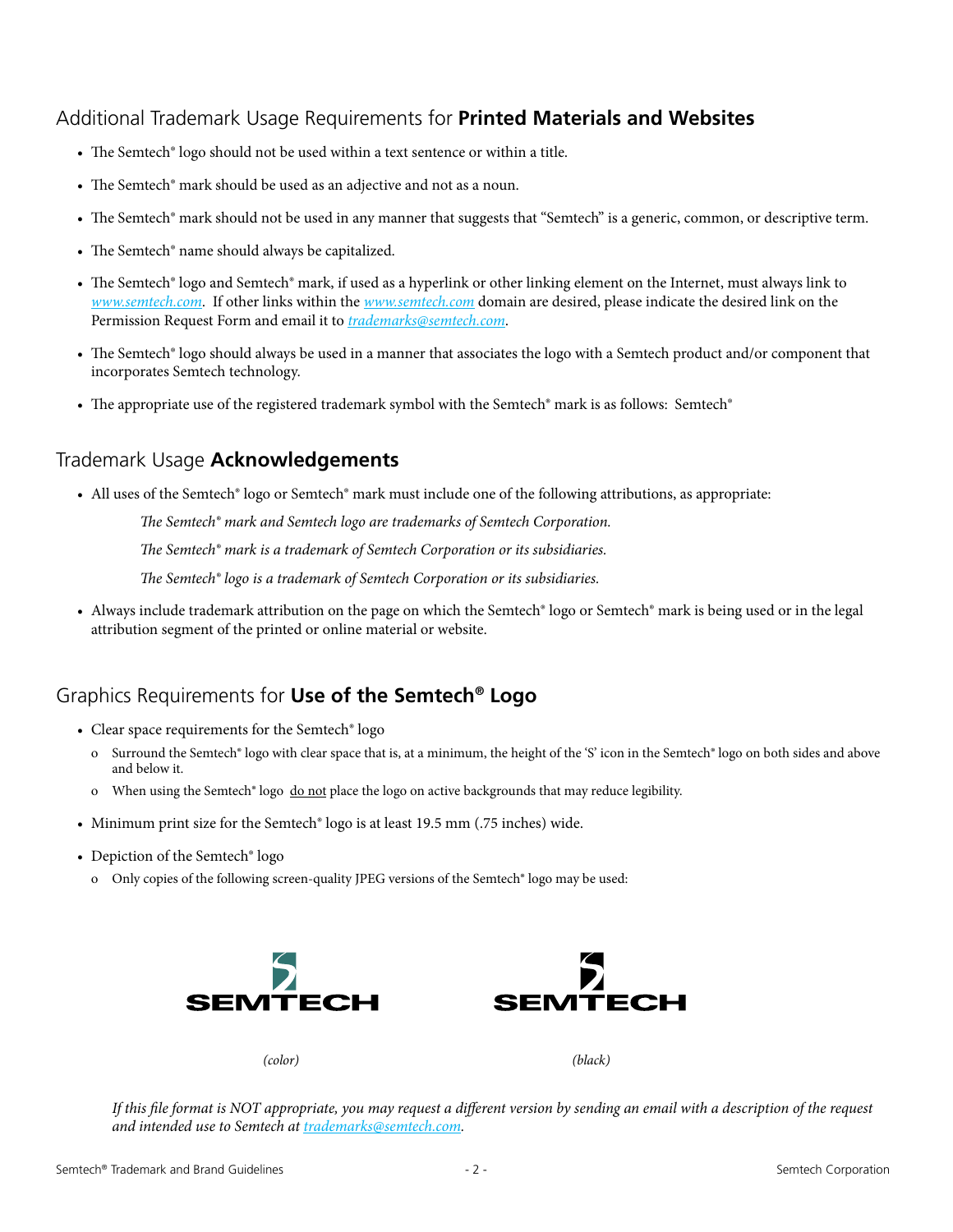## Additional Trademark Usage Requirements for **Printed Materials and Websites**

- The Semtech® logo should not be used within a text sentence or within a title.
- The Semtech® mark should be used as an adjective and not as a noun.
- The Semtech® mark should not be used in any manner that suggests that "Semtech" is a generic, common, or descriptive term.
- The Semtech® name should always be capitalized.
- The Semtech® logo and Semtech® mark, if used as a hyperlink or other linking element on the Internet, must always link to *www.semtech.com*. If other links within the *www.semtech.com* domain are desired, please indicate the desired link on the Permission Request Form and email it to *trademarks@semtech.com*.
- The Semtech® logo should always be used in a manner that associates the logo with a Semtech product and/or component that incorporates Semtech technology.
- The appropriate use of the registered trademark symbol with the Semtech® mark is as follows: Semtech®

## Trademark Usage **Acknowledgements**

- All uses of the Semtech® logo or Semtech® mark must include one of the following attributions, as appropriate:

  *The Semtech® mark and Semtech logo are trademarks of Semtech Corporation.*

  *The Semtech® mark is a trademark of Semtech Corporation or its subsidiaries.*

  *The Semtech® logo is a trademark of Semtech Corporation or its subsidiaries.*

- Always include trademark attribution on the page on which the Semtech® logo or Semtech® mark is being used or in the legal attribution segment of the printed or online material or website.

## Graphics Requirements for **Use of the Semtech® Logo**

- Clear space requirements for the Semtech® logo
  - Surround the Semtech® logo with clear space that is, at a minimum, the height of the 'S' icon in the Semtech® logo on both sides and above and below it.
  - When using the Semtech® logo <u>do not</u> place the logo on active backgrounds that may reduce legibility.
- Minimum print size for the Semtech® logo is at least 19.5 mm (.75 inches) wide.
- Depiction of the Semtech® logo
  - Only copies of the following screen-quality JPEG versions of the Semtech® logo may be used:

SEMTECH

*(color)*

SEMTECH

*(black)*

*If this file format is NOT appropriate, you may request a different version by sending an email with a description of the request and intended use to Semtech at trademarks@semtech.com.*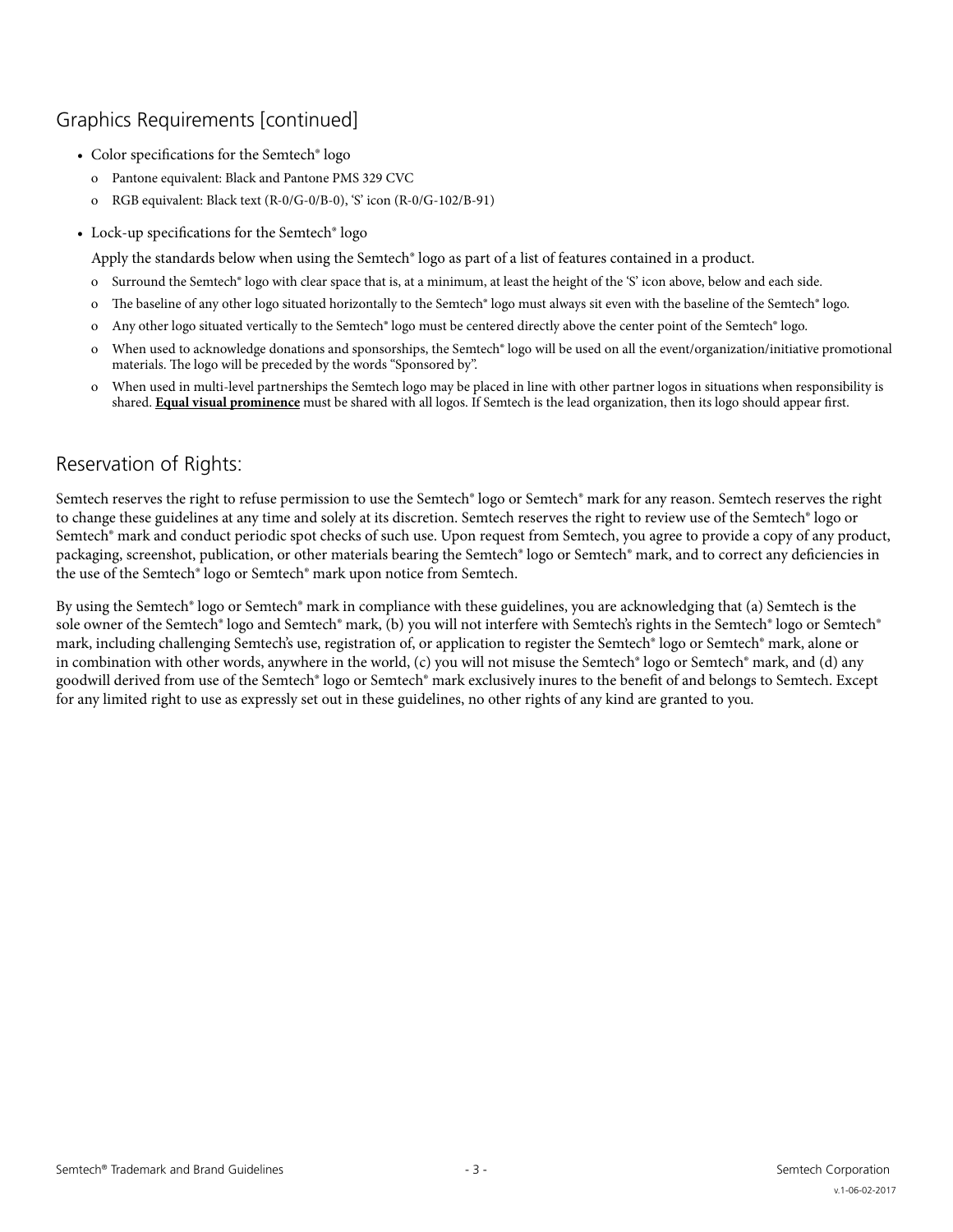## Graphics Requirements [continued]

- Color specifications for the Semtech® logo
  - Pantone equivalent: Black and Pantone PMS 329 CVC
  - RGB equivalent: Black text (R-0/G-0/B-0), 'S' icon (R-0/G-102/B-91)
- Lock-up specifications for the Semtech® logo

  Apply the standards below when using the Semtech® logo as part of a list of features contained in a product.

  - Surround the Semtech® logo with clear space that is, at a minimum, at least the height of the 'S' icon above, below and each side.
  - The baseline of any other logo situated horizontally to the Semtech® logo must always sit even with the baseline of the Semtech® logo.
  - Any other logo situated vertically to the Semtech® logo must be centered directly above the center point of the Semtech® logo.
  - When used to acknowledge donations and sponsorships, the Semtech® logo will be used on all the event/organization/initiative promotional materials. The logo will be preceded by the words "Sponsored by".
  - When used in multi-level partnerships the Semtech logo may be placed in line with other partner logos in situations when responsibility is shared. **Equal visual prominence** must be shared with all logos. If Semtech is the lead organization, then its logo should appear first.

## Reservation of Rights:

Semtech reserves the right to refuse permission to use the Semtech® logo or Semtech® mark for any reason. Semtech reserves the right to change these guidelines at any time and solely at its discretion. Semtech reserves the right to review use of the Semtech® logo or Semtech® mark and conduct periodic spot checks of such use. Upon request from Semtech, you agree to provide a copy of any product, packaging, screenshot, publication, or other materials bearing the Semtech® logo or Semtech® mark, and to correct any deficiencies in the use of the Semtech® logo or Semtech® mark upon notice from Semtech.

By using the Semtech® logo or Semtech® mark in compliance with these guidelines, you are acknowledging that (a) Semtech is the sole owner of the Semtech® logo and Semtech® mark, (b) you will not interfere with Semtech's rights in the Semtech® logo or Semtech® mark, including challenging Semtech's use, registration of, or application to register the Semtech® logo or Semtech® mark, alone or in combination with other words, anywhere in the world, (c) you will not misuse the Semtech® logo or Semtech® mark, and (d) any goodwill derived from use of the Semtech® logo or Semtech® mark exclusively inures to the benefit of and belongs to Semtech. Except for any limited right to use as expressly set out in these guidelines, no other rights of any kind are granted to you.